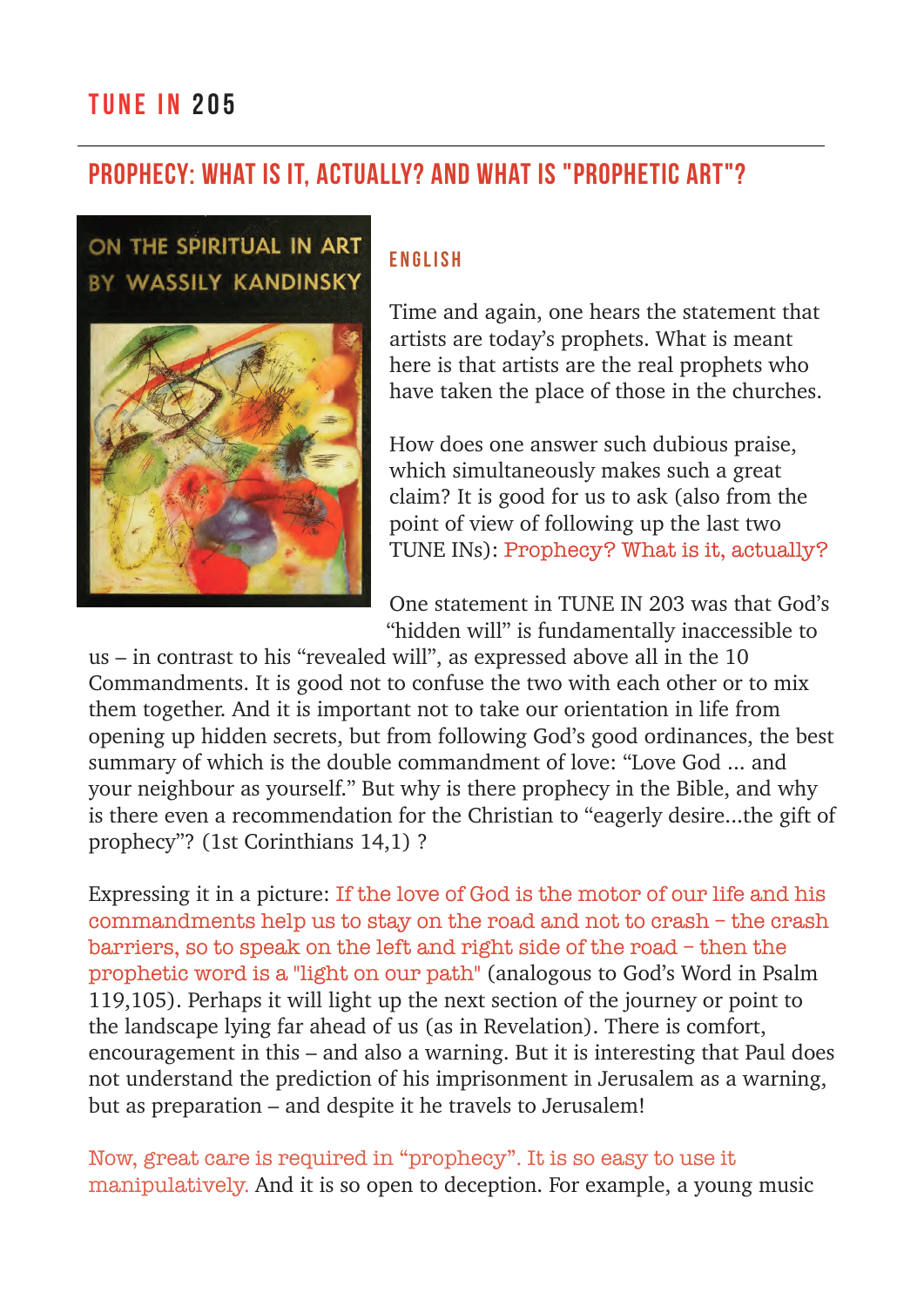# TUNE IN 205

## PROPHECY: WHAT IS IT, ACTUALLY? AND WHAT IS "PROPHETIC ART"?

### ENGLISH

Time and again, one hears the statement that artists are today's prophets. What is meant here is that artists are the real prophets who have taken the place of those in the churches.

How does one answer such dubious praise, which simultaneously makes such a great claim? It is good for us to ask (also from the point of view of following up the last two TUNE INs): Prophecy? What is it, actually?

One statement in TUNE IN 203 was that God's "hidden will" is fundamentally inaccessible to us – in contrast to his "revealed will", as expressed above all in the 10 Commandments. It is good not to confuse the two with each other or to mix them together. And it is important not to take our orientation in life from opening up hidden secrets, but from following God's good ordinances, the best summary of which is the double commandment of love: "Love God ... and your neighbour as yourself." But why is there prophecy in the Bible, and why is there even a recommendation for the Christian to "eagerly desire...the gift of prophecy"? (1st Corinthians 14,1) ?

Expressing it in a picture: If the love of God is the motor of our life and his commandments help us to stay on the road and not to crash – the crash barriers, so to speak on the left and right side of the road – then the prophetic word is a "light on our path" (analogous to God's Word in Psalm 119,105). Perhaps it will light up the next section of the journey or point to the landscape lying far ahead of us (as in Revelation). There is comfort, encouragement in this – and also a warning. But it is interesting that Paul does not understand the prediction of his imprisonment in Jerusalem as a warning, but as preparation – and despite it he travels to Jerusalem!

Now, great care is required in "prophecy". It is so easy to use it manipulatively. And it is so open to deception. For example, a young music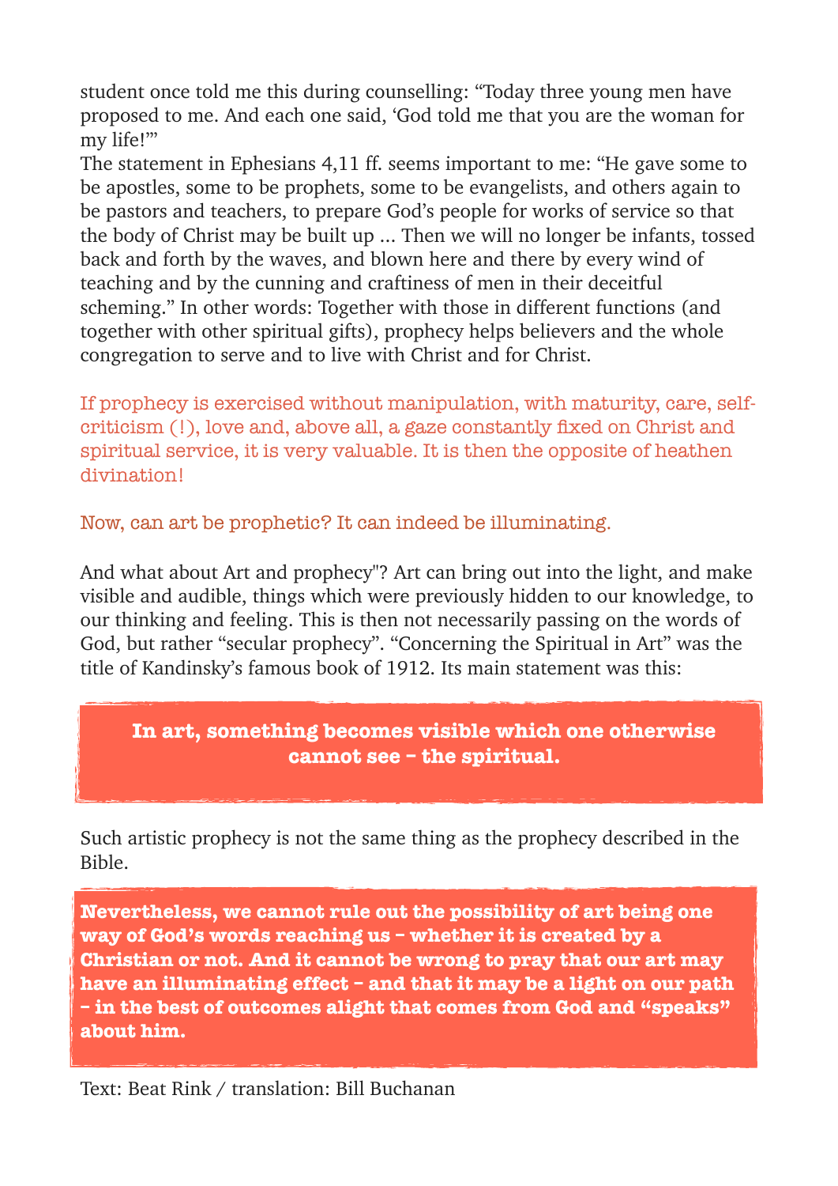student once told me this during counselling: “Today three young men have proposed to me. And each one said, ‘God told me that you are the woman for my life!’”
The statement in Ephesians 4,11 ff. seems important to me: “He gave some to be apostles, some to be prophets, some to be evangelists, and others again to be pastors and teachers, to prepare God’s people for works of service so that the body of Christ may be built up ... Then we will no longer be infants, tossed back and forth by the waves, and blown here and there by every wind of teaching and by the cunning and craftiness of men in their deceitful scheming.” In other words: Together with those in different functions (and together with other spiritual gifts), prophecy helps believers and the whole congregation to serve and to live with Christ and for Christ.

If prophecy is exercised without manipulation, with maturity, care, self-criticism (!), love and, above all, a gaze constantly fixed on Christ and spiritual service, it is very valuable. It is then the opposite of heathen divination!

Now, can art be prophetic? It can indeed be illuminating.

And what about Art and prophecy"? Art can bring out into the light, and make visible and audible, things which were previously hidden to our knowledge, to our thinking and feeling. This is then not necessarily passing on the words of God, but rather “secular prophecy”. “Concerning the Spiritual in Art” was the title of Kandinsky’s famous book of 1912. Its main statement was this:

**In art, something becomes visible which one otherwise cannot see – the spiritual.**

Such artistic prophecy is not the same thing as the prophecy described in the Bible.

**Nevertheless, we cannot rule out the possibility of art being one way of God’s words reaching us – whether it is created by a Christian or not. And it cannot be wrong to pray that our art may have an illuminating effect – and that it may be a light on our path – in the best of outcomes alight that comes from God and “speaks” about him.**

Text: Beat Rink / translation: Bill Buchanan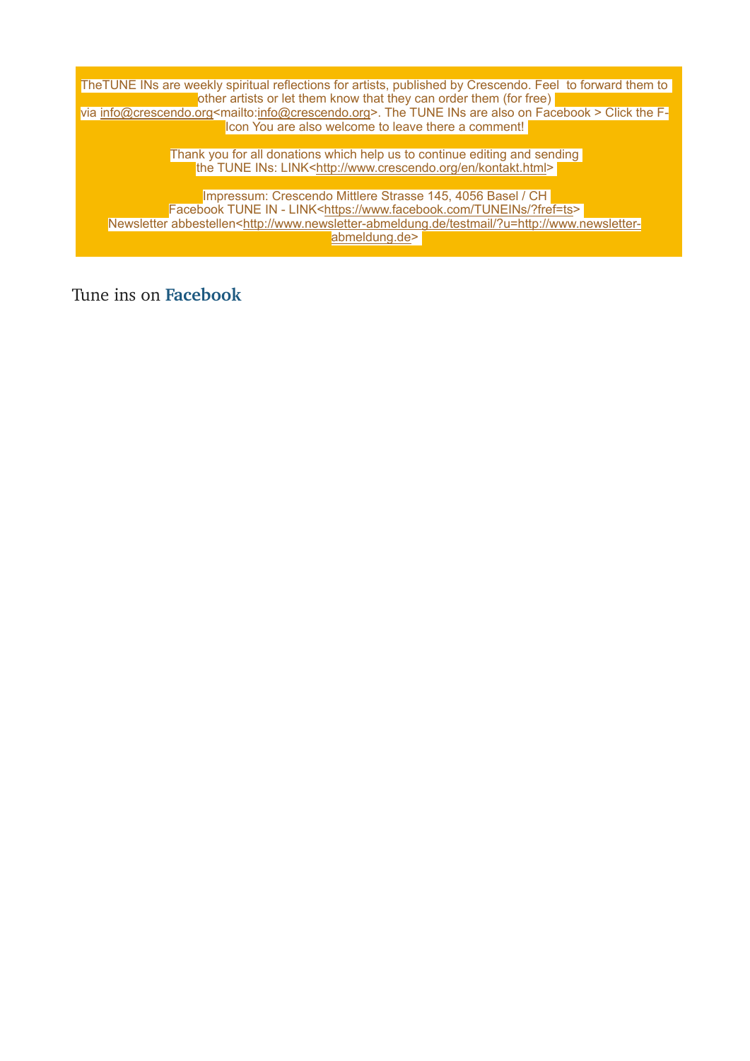TheTUNE INs are weekly spiritual reflections for artists, published by Crescendo. Feel  to forward them to other artists or let them know that they can order them (for free) via info@crescendo.org<mailto:info@crescendo.org>. The TUNE INs are also on Facebook > Click the F-Icon You are also welcome to leave there a comment!

Thank you for all donations which help us to continue editing and sending the TUNE INs: LINK<http://www.crescendo.org/en/kontakt.html>

Impressum: Crescendo Mittlere Strasse 145, 4056 Basel / CH
Facebook TUNE IN - LINK<https://www.facebook.com/TUNEINs/?fref=ts>
Newsletter abbestellen<http://www.newsletter-abmeldung.de/testmail/?u=http://www.newsletter-abmeldung.de>

Tune ins on **Facebook**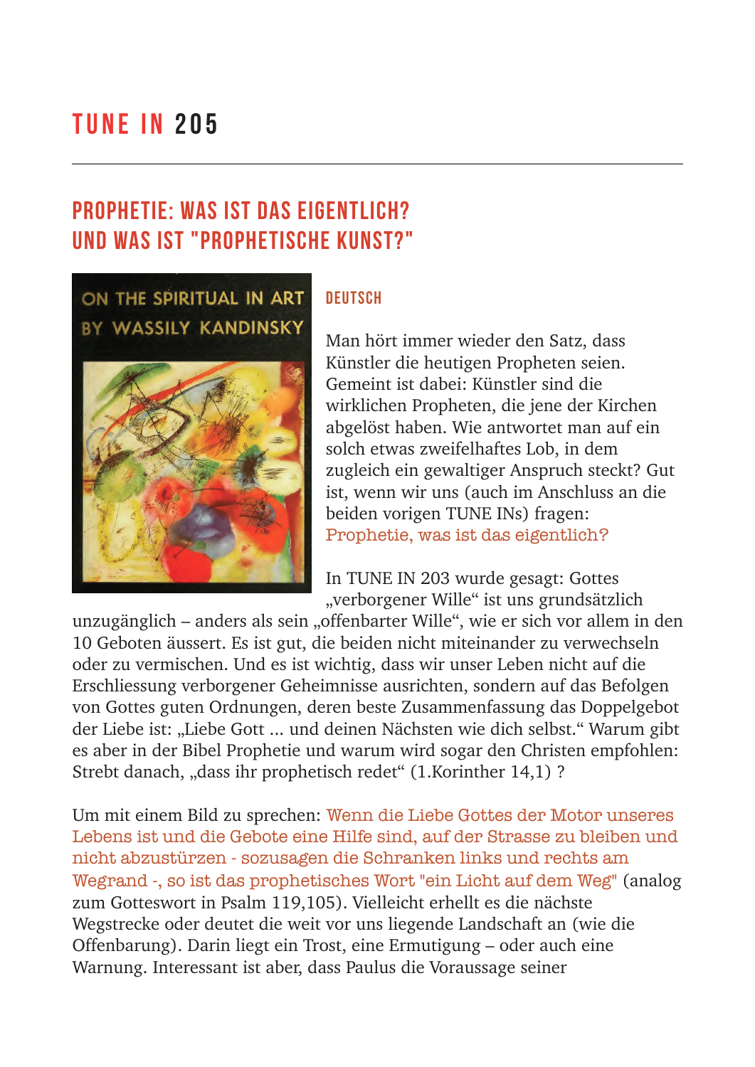# TUNE IN 205

## PROPHETIE: WAS IST DAS EIGENTLICH? UND WAS IST "PROPHETISCHE KUNST?"

### DEUTSCH

Man hört immer wieder den Satz, dass Künstler die heutigen Propheten seien. Gemeint ist dabei: Künstler sind die wirklichen Propheten, die jene der Kirchen abgelöst haben. Wie antwortet man auf ein solch etwas zweifelhaftes Lob, in dem zugleich ein gewaltiger Anspruch steckt? Gut ist, wenn wir uns (auch im Anschluss an die beiden vorigen TUNE INs) fragen: Prophetie, was ist das eigentlich?

In TUNE IN 203 wurde gesagt: Gottes „verborgener Wille" ist uns grundsätzlich unzugänglich – anders als sein „offenbarter Wille", wie er sich vor allem in den 10 Geboten äussert. Es ist gut, die beiden nicht miteinander zu verwechseln oder zu vermischen. Und es ist wichtig, dass wir unser Leben nicht auf die Erschliessung verborgener Geheimnisse ausrichten, sondern auf das Befolgen von Gottes guten Ordnungen, deren beste Zusammenfassung das Doppelgebot der Liebe ist: „Liebe Gott ... und deinen Nächsten wie dich selbst." Warum gibt es aber in der Bibel Prophetie und warum wird sogar den Christen empfohlen: Strebt danach, „dass ihr prophetisch redet" (1.Korinther 14,1) ?

Um mit einem Bild zu sprechen: Wenn die Liebe Gottes der Motor unseres Lebens ist und die Gebote eine Hilfe sind, auf der Strasse zu bleiben und nicht abzustürzen - sozusagen die Schranken links und rechts am Wegrand -, so ist das prophetisches Wort "ein Licht auf dem Weg" (analog zum Gotteswort in Psalm 119,105). Vielleicht erhellt es die nächste Wegstrecke oder deutet die weit vor uns liegende Landschaft an (wie die Offenbarung). Darin liegt ein Trost, eine Ermutigung – oder auch eine Warnung. Interessant ist aber, dass Paulus die Voraussage seiner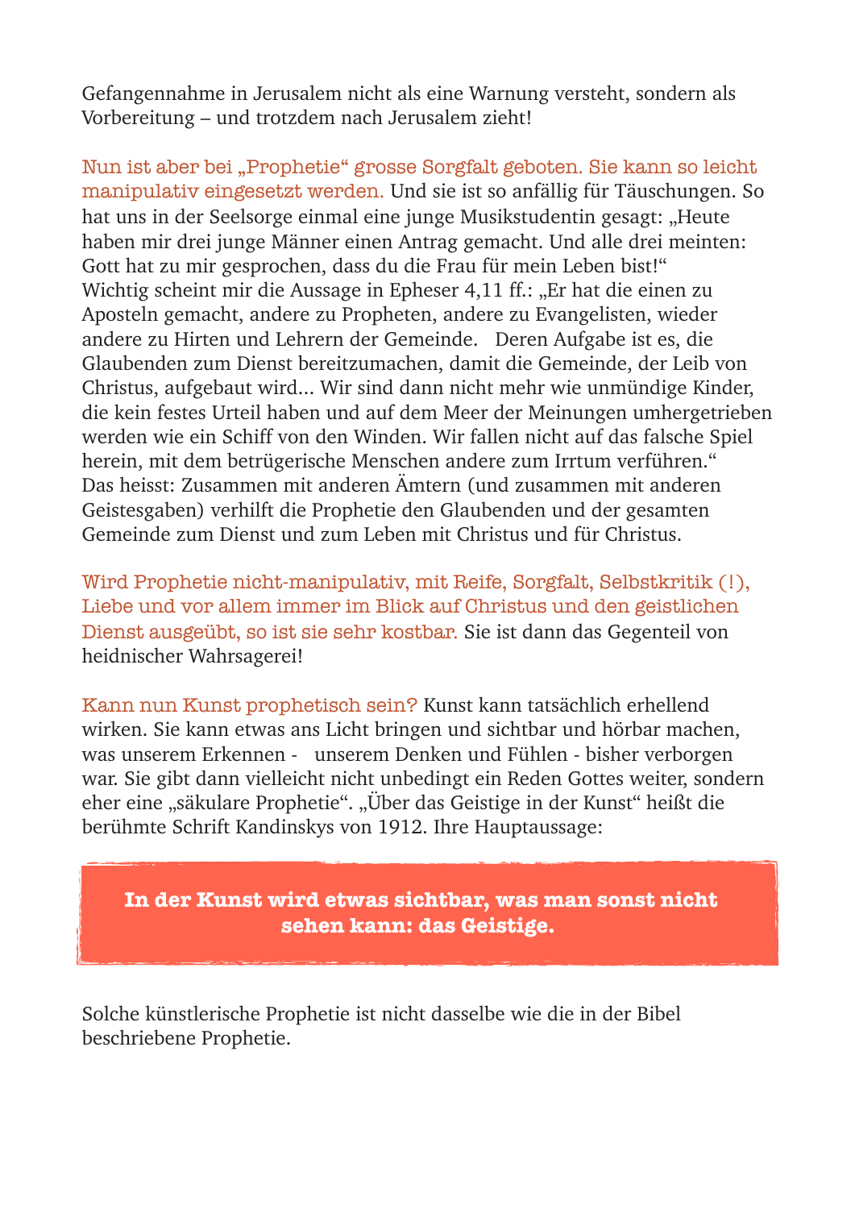Gefangennahme in Jerusalem nicht als eine Warnung versteht, sondern als Vorbereitung – und trotzdem nach Jerusalem zieht!

Nun ist aber bei „Prophetie" grosse Sorgfalt geboten. Sie kann so leicht manipulativ eingesetzt werden. Und sie ist so anfällig für Täuschungen. So hat uns in der Seelsorge einmal eine junge Musikstudentin gesagt: „Heute haben mir drei junge Männer einen Antrag gemacht. Und alle drei meinten: Gott hat zu mir gesprochen, dass du die Frau für mein Leben bist!"
Wichtig scheint mir die Aussage in Epheser 4,11 ff.: „Er hat die einen zu Aposteln gemacht, andere zu Propheten, andere zu Evangelisten, wieder andere zu Hirten und Lehrern der Gemeinde.   Deren Aufgabe ist es, die Glaubenden zum Dienst bereitzumachen, damit die Gemeinde, der Leib von Christus, aufgebaut wird... Wir sind dann nicht mehr wie unmündige Kinder, die kein festes Urteil haben und auf dem Meer der Meinungen umhergetrieben werden wie ein Schiff von den Winden. Wir fallen nicht auf das falsche Spiel herein, mit dem betrügerische Menschen andere zum Irrtum verführen."
Das heisst: Zusammen mit anderen Ämtern (und zusammen mit anderen Geistesgaben) verhilft die Prophetie den Glaubenden und der gesamten Gemeinde zum Dienst und zum Leben mit Christus und für Christus.

Wird Prophetie nicht-manipulativ, mit Reife, Sorgfalt, Selbstkritik (!), Liebe und vor allem immer im Blick auf Christus und den geistlichen Dienst ausgeübt, so ist sie sehr kostbar. Sie ist dann das Gegenteil von heidnischer Wahrsagerei!

Kann nun Kunst prophetisch sein? Kunst kann tatsächlich erhellend wirken. Sie kann etwas ans Licht bringen und sichtbar und hörbar machen, was unserem Erkennen -   unserem Denken und Fühlen - bisher verborgen war. Sie gibt dann vielleicht nicht unbedingt ein Reden Gottes weiter, sondern eher eine „säkulare Prophetie". „Über das Geistige in der Kunst" heißt die berühmte Schrift Kandinskys von 1912. Ihre Hauptaussage:

**In der Kunst wird etwas sichtbar, was man sonst nicht sehen kann: das Geistige.**

Solche künstlerische Prophetie ist nicht dasselbe wie die in der Bibel beschriebene Prophetie.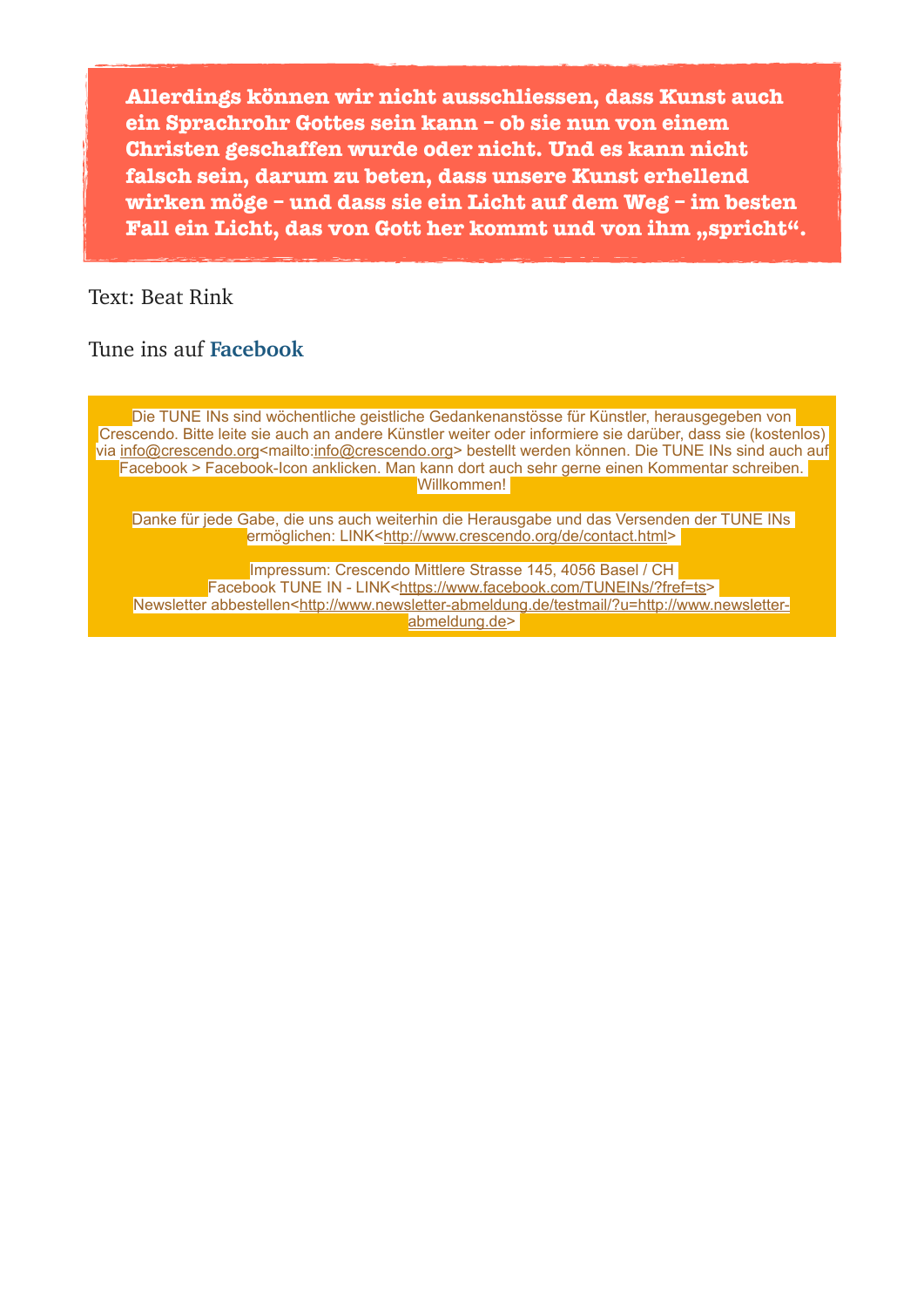**Allerdings können wir nicht ausschliessen, dass Kunst auch ein Sprachrohr Gottes sein kann – ob sie nun von einem Christen geschaffen wurde oder nicht. Und es kann nicht falsch sein, darum zu beten, dass unsere Kunst erhellend wirken möge – und dass sie ein Licht auf dem Weg – im besten Fall ein Licht, das von Gott her kommt und von ihm „spricht".**

Text: Beat Rink

Tune ins auf **Facebook**

Die TUNE INs sind wöchentliche geistliche Gedankenanstösse für Künstler, herausgegeben von Crescendo. Bitte leite sie auch an andere Künstler weiter oder informiere sie darüber, dass sie (kostenlos) via info@crescendo.org<mailto:info@crescendo.org> bestellt werden können. Die TUNE INs sind auch auf Facebook > Facebook-Icon anklicken. Man kann dort auch sehr gerne einen Kommentar schreiben. Willkommen!

Danke für jede Gabe, die uns auch weiterhin die Herausgabe und das Versenden der TUNE INs ermöglichen: LINK<http://www.crescendo.org/de/contact.html>

Impressum: Crescendo Mittlere Strasse 145, 4056 Basel / CH
Facebook TUNE IN - LINK<https://www.facebook.com/TUNEINs/?fref=ts>
Newsletter abbestellen<http://www.newsletter-abmeldung.de/testmail/?u=http://www.newsletter-abmeldung.de>